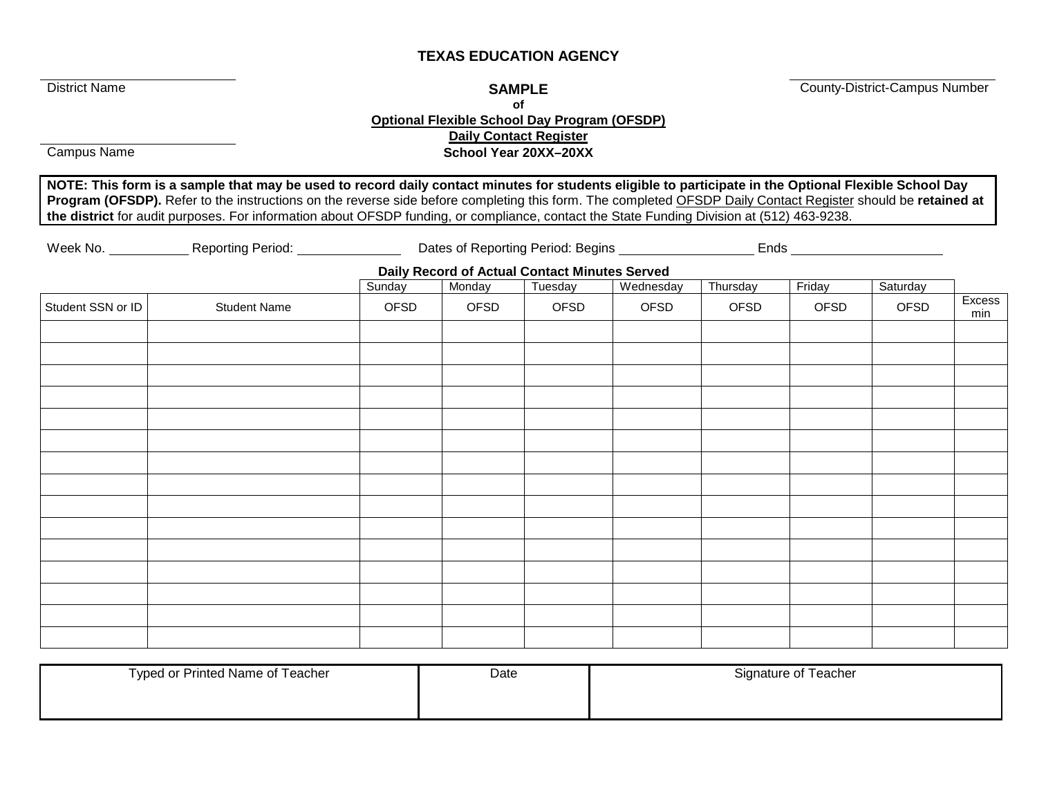# TEXAS EDUCATION AGENCY

District Name

County-District-Campus Number

Campus Name

**SAMPLE**
**of**
**Optional Flexible School Day Program (OFSDP)**
**Daily Contact Register**
**School Year 20XX–20XX**

**NOTE: This form is a sample that may be used to record daily contact minutes for students eligible to participate in the Optional Flexible School Day Program (OFSDP).** Refer to the instructions on the reverse side before completing this form. The completed OFSDP Daily Contact Register should be **retained at the district** for audit purposes. For information about OFSDP funding, or compliance, contact the State Funding Division at (512) 463-9238.

Week No. ___________ Reporting Period: _______________ Dates of Reporting Period: Begins ___________________ Ends _____________________

**Daily Record of Actual Contact Minutes Served**

| | | Sunday | Monday | Tuesday | Wednesday | Thursday | Friday | Saturday | |
|---|---|---|---|---|---|---|---|---|---|
| Student SSN or ID | Student Name | OFSD | OFSD | OFSD | OFSD | OFSD | OFSD | OFSD | Excess min |
| | | | | | | | | | |
| | | | | | | | | | |
| | | | | | | | | | |
| | | | | | | | | | |
| | | | | | | | | | |
| | | | | | | | | | |
| | | | | | | | | | |
| | | | | | | | | | |
| | | | | | | | | | |
| | | | | | | | | | |
| | | | | | | | | | |
| | | | | | | | | | |
| | | | | | | | | | |
| | | | | | | | | | |
| | | | | | | | | | |

| Typed or Printed Name of Teacher | Date | Signature of Teacher |
|---|---|---|
| | | |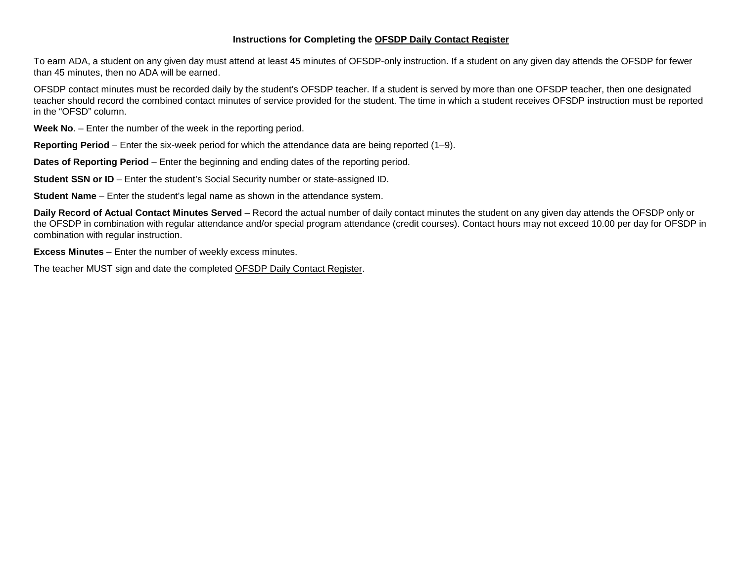# Instructions for Completing the OFSDP Daily Contact Register

To earn ADA, a student on any given day must attend at least 45 minutes of OFSDP-only instruction. If a student on any given day attends the OFSDP for fewer than 45 minutes, then no ADA will be earned.

OFSDP contact minutes must be recorded daily by the student's OFSDP teacher. If a student is served by more than one OFSDP teacher, then one designated teacher should record the combined contact minutes of service provided for the student. The time in which a student receives OFSDP instruction must be reported in the "OFSD" column.

**Week No**. – Enter the number of the week in the reporting period.

**Reporting Period** – Enter the six-week period for which the attendance data are being reported (1–9).

**Dates of Reporting Period** – Enter the beginning and ending dates of the reporting period.

**Student SSN or ID** – Enter the student's Social Security number or state-assigned ID.

**Student Name** – Enter the student's legal name as shown in the attendance system.

**Daily Record of Actual Contact Minutes Served** – Record the actual number of daily contact minutes the student on any given day attends the OFSDP only or the OFSDP in combination with regular attendance and/or special program attendance (credit courses). Contact hours may not exceed 10.00 per day for OFSDP in combination with regular instruction.

**Excess Minutes** – Enter the number of weekly excess minutes.

The teacher MUST sign and date the completed OFSDP Daily Contact Register.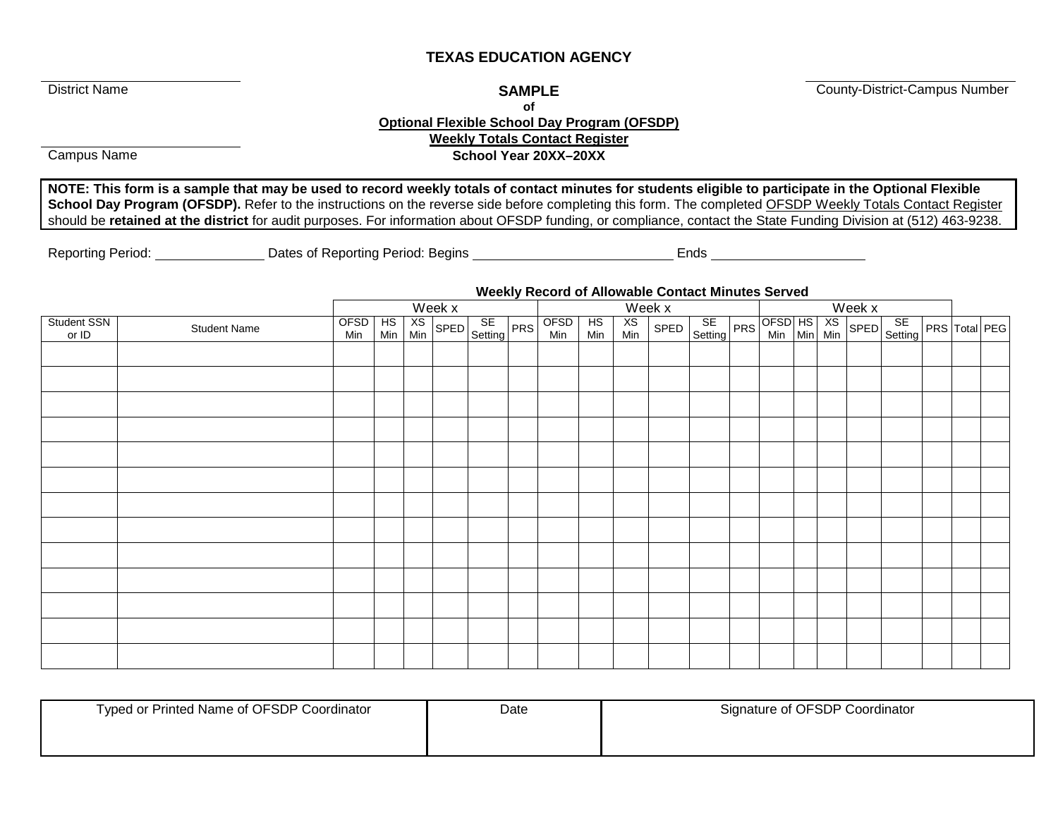**TEXAS EDUCATION AGENCY**

District Name

County-District-Campus Number

**SAMPLE**
**of**
**Optional Flexible School Day Program (OFSDP)**
**Weekly Totals Contact Register**
**School Year 20XX–20XX**

Campus Name

**NOTE: This form is a sample that may be used to record weekly totals of contact minutes for students eligible to participate in the Optional Flexible School Day Program (OFSDP).** Refer to the instructions on the reverse side before completing this form. The completed OFSDP Weekly Totals Contact Register should be **retained at the district** for audit purposes. For information about OFSDP funding, or compliance, contact the State Funding Division at (512) 463-9238.

Reporting Period: _______________ Dates of Reporting Period: Begins ___________________________ Ends _____________________

**Weekly Record of Allowable Contact Minutes Served**

| | | Week x | | | | | | Week x | | | | | | Week x | | | | | | | |
|---|---|---|---|---|---|---|---|---|---|---|---|---|---|---|---|---|---|---|---|---|---|
| Student SSN or ID | Student Name | OFSD Min | HS Min | XS Min | SPED | SE Setting | PRS | OFSD Min | HS Min | XS Min | SPED | SE Setting | PRS | OFSD Min | HS Min | XS Min | SPED | SE Setting | PRS | Total | PEG |
| | | | | | | | | | | | | | | | | | | | | | |
| | | | | | | | | | | | | | | | | | | | | | |
| | | | | | | | | | | | | | | | | | | | | | |
| | | | | | | | | | | | | | | | | | | | | | |
| | | | | | | | | | | | | | | | | | | | | | |
| | | | | | | | | | | | | | | | | | | | | | |
| | | | | | | | | | | | | | | | | | | | | | |
| | | | | | | | | | | | | | | | | | | | | | |
| | | | | | | | | | | | | | | | | | | | | | |
| | | | | | | | | | | | | | | | | | | | | | |
| | | | | | | | | | | | | | | | | | | | | | |
| | | | | | | | | | | | | | | | | | | | | | |
| | | | | | | | | | | | | | | | | | | | | | |

| Typed or Printed Name of OFSDP Coordinator | Date | Signature of OFSDP Coordinator |
|---|---|---|
| | | |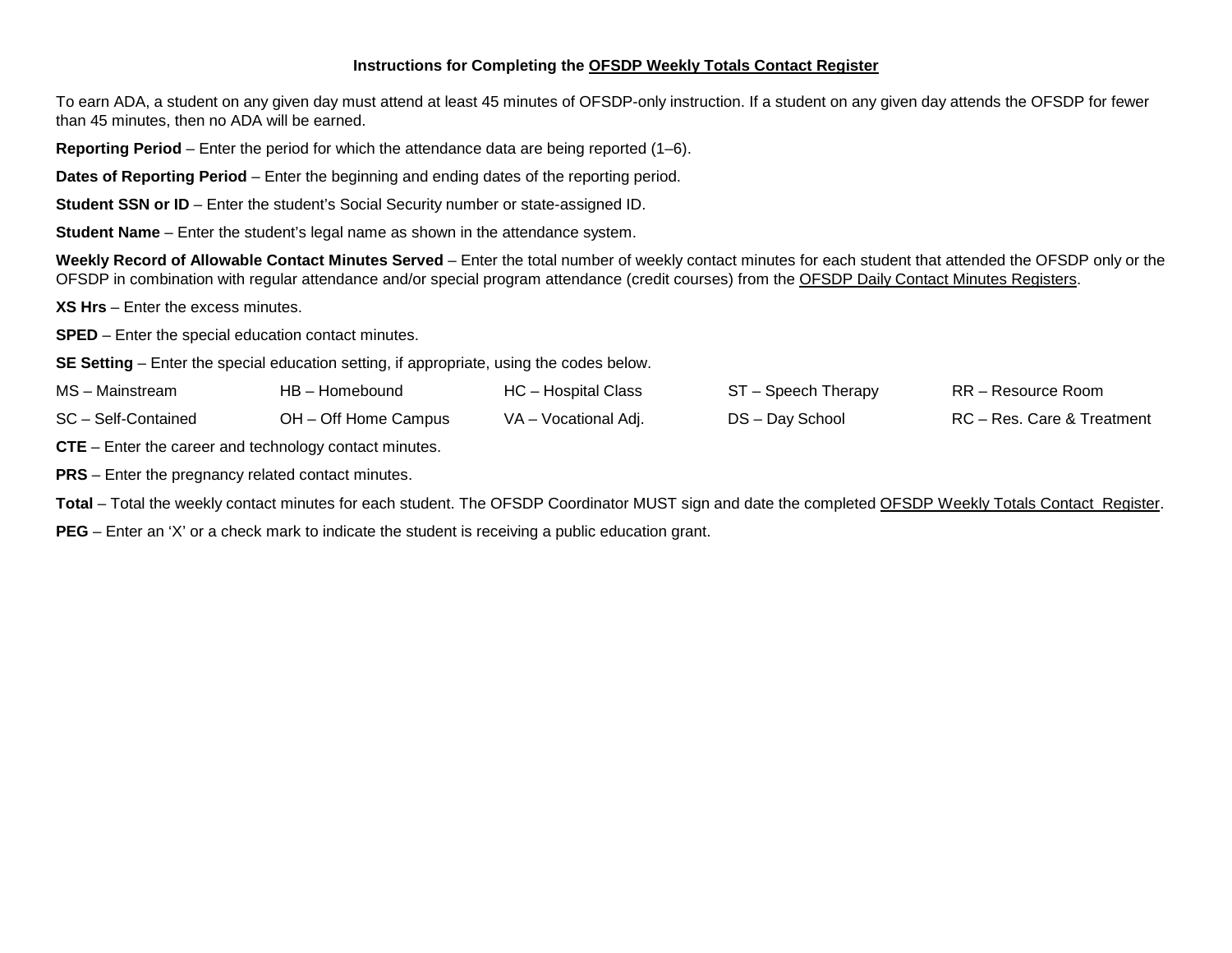### Instructions for Completing the OFSDP Weekly Totals Contact Register

To earn ADA, a student on any given day must attend at least 45 minutes of OFSDP-only instruction. If a student on any given day attends the OFSDP for fewer than 45 minutes, then no ADA will be earned.

**Reporting Period** – Enter the period for which the attendance data are being reported (1–6).

**Dates of Reporting Period** – Enter the beginning and ending dates of the reporting period.

**Student SSN or ID** – Enter the student's Social Security number or state-assigned ID.

**Student Name** – Enter the student's legal name as shown in the attendance system.

**Weekly Record of Allowable Contact Minutes Served** – Enter the total number of weekly contact minutes for each student that attended the OFSDP only or the OFSDP in combination with regular attendance and/or special program attendance (credit courses) from the OFSDP Daily Contact Minutes Registers.

**XS Hrs** – Enter the excess minutes.

**SPED** – Enter the special education contact minutes.

**SE Setting** – Enter the special education setting, if appropriate, using the codes below.

| | | | | |
|---|---|---|---|---|
| MS – Mainstream | HB – Homebound | HC – Hospital Class | ST – Speech Therapy | RR – Resource Room |
| SC – Self-Contained | OH – Off Home Campus | VA – Vocational Adj. | DS – Day School | RC – Res. Care & Treatment |

**CTE** – Enter the career and technology contact minutes.

**PRS** – Enter the pregnancy related contact minutes.

**Total** – Total the weekly contact minutes for each student. The OFSDP Coordinator MUST sign and date the completed OFSDP Weekly Totals Contact Register.

**PEG** – Enter an 'X' or a check mark to indicate the student is receiving a public education grant.